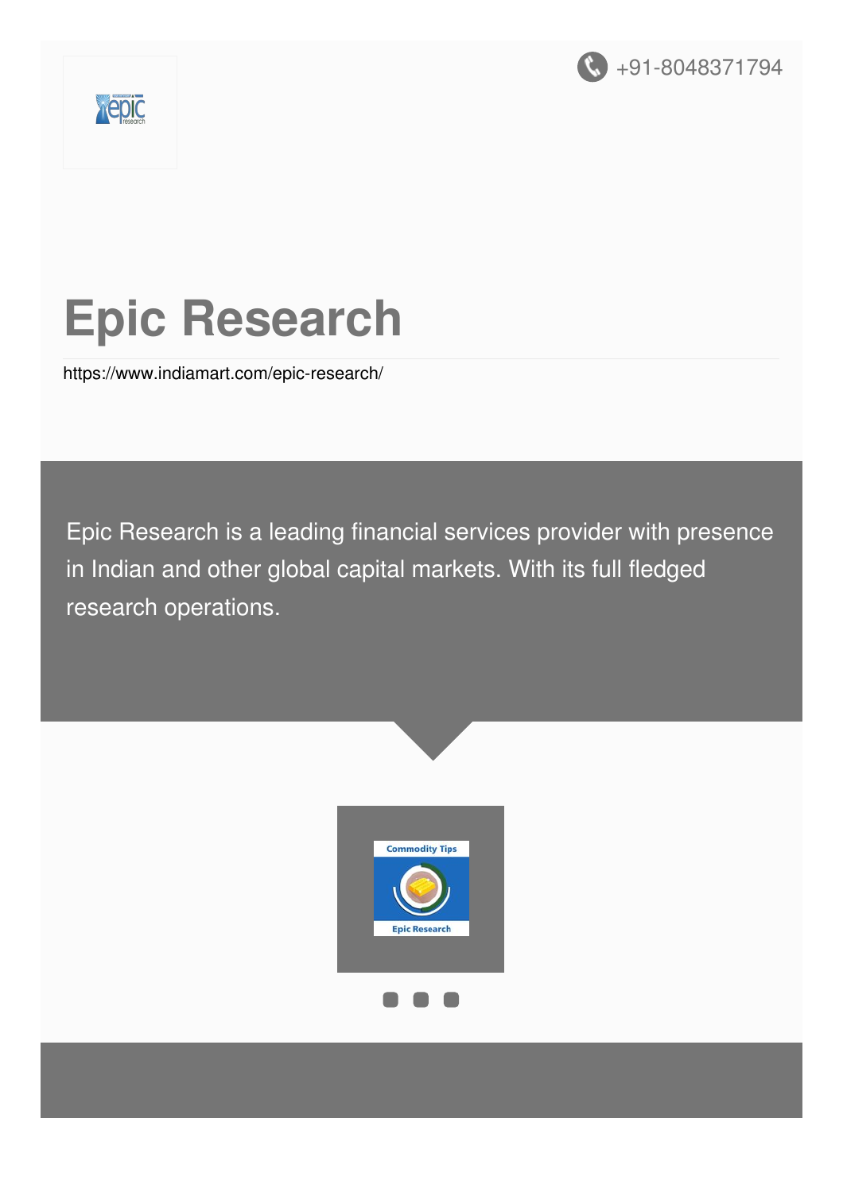+91-8048371794

# Epic Research

https://www.indiamart.com/epic-research/

Epic Research is a leading financial services provider with presence in Indian and other global capital markets. With its full fledged research operations.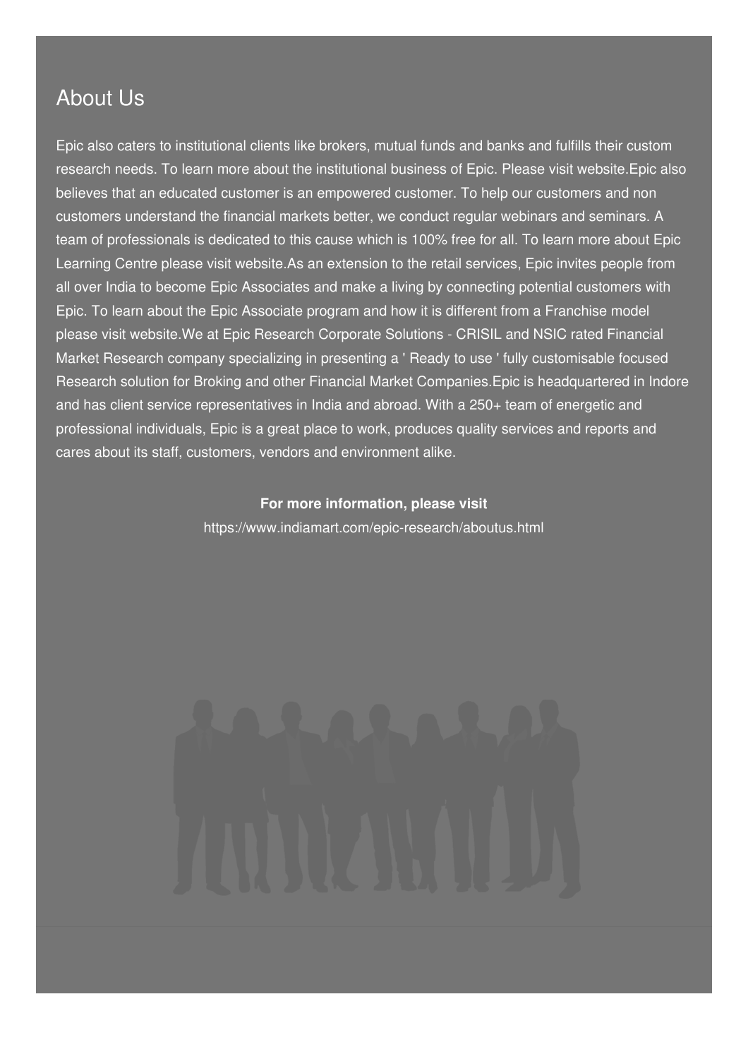## About Us

Epic also caters to institutional clients like brokers, mutual funds and banks and fulfills their custom research needs. To learn more about the institutional business of Epic. Please visit website.Epic also believes that an educated customer is an empowered customer. To help our customers and non customers understand the financial markets better, we conduct regular webinars and seminars. A team of professionals is dedicated to this cause which is 100% free for all. To learn more about Epic Learning Centre please visit website.As an extension to the retail services, Epic invites people from all over India to become Epic Associates and make a living by connecting potential customers with Epic. To learn about the Epic Associate program and how it is different from a Franchise model please visit website.We at Epic Research Corporate Solutions - CRISIL and NSIC rated Financial Market Research company specializing in presenting a ' Ready to use ' fully customisable focused Research solution for Broking and other Financial Market Companies.Epic is headquartered in Indore and has client service representatives in India and abroad. With a 250+ team of energetic and professional individuals, Epic is a great place to work, produces quality services and reports and cares about its staff, customers, vendors and environment alike.

**For more information, please visit**

https://www.indiamart.com/epic-research/aboutus.html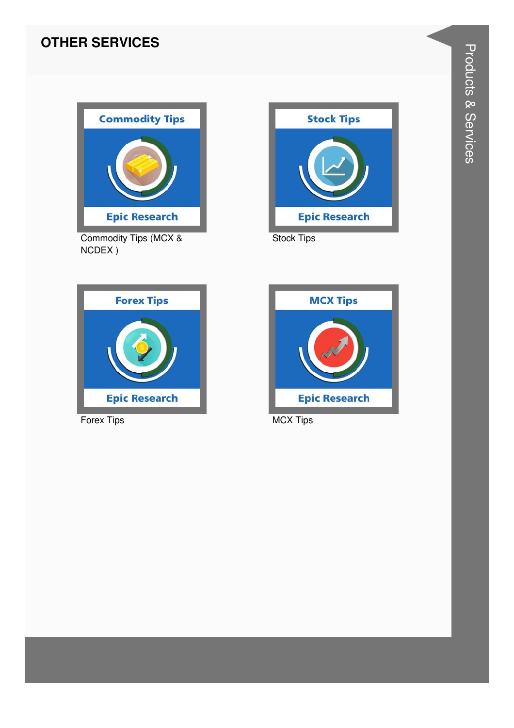## OTHER SERVICES

Commodity Tips (MCX & NCDEX )

Stock Tips

Forex Tips

MCX Tips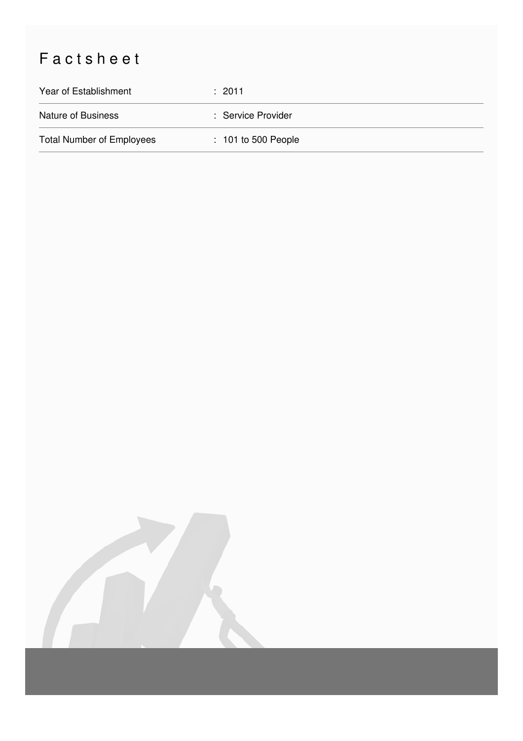# Factsheet

| | |
|---|---|
| Year of Establishment | : 2011 |
| Nature of Business | : Service Provider |
| Total Number of Employees | : 101 to 500 People |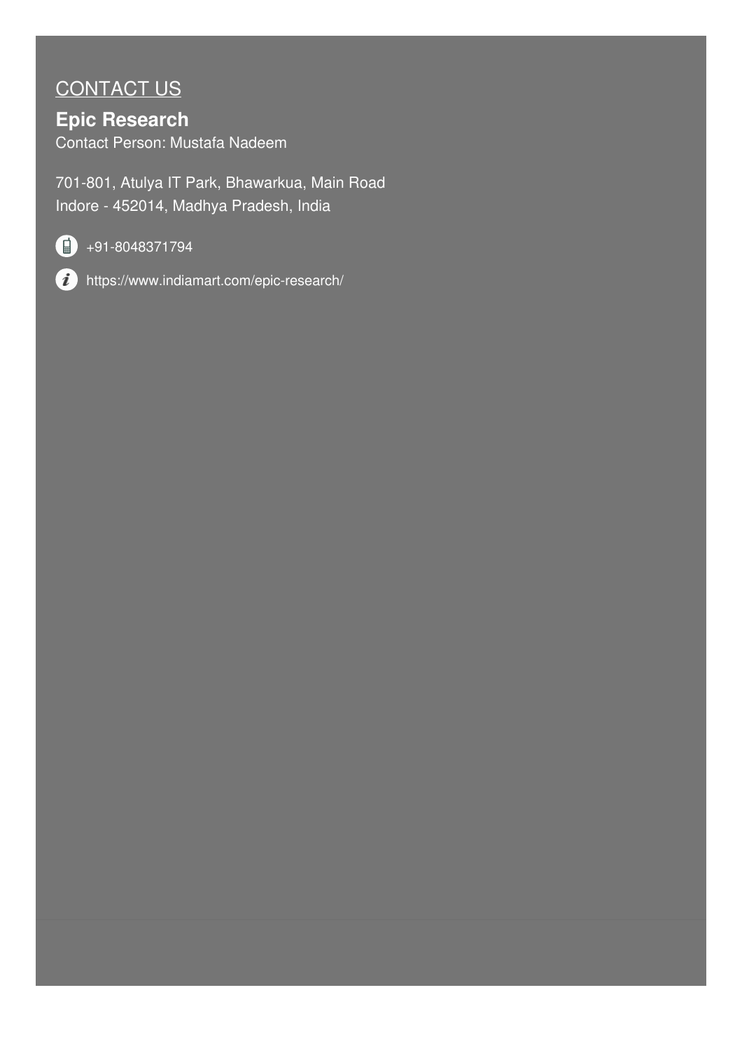## CONTACT US

### Epic Research

Contact Person: Mustafa Nadeem

701-801, Atulya IT Park, Bhawarkua, Main Road
Indore - 452014, Madhya Pradesh, India

+91-8048371794

https://www.indiamart.com/epic-research/